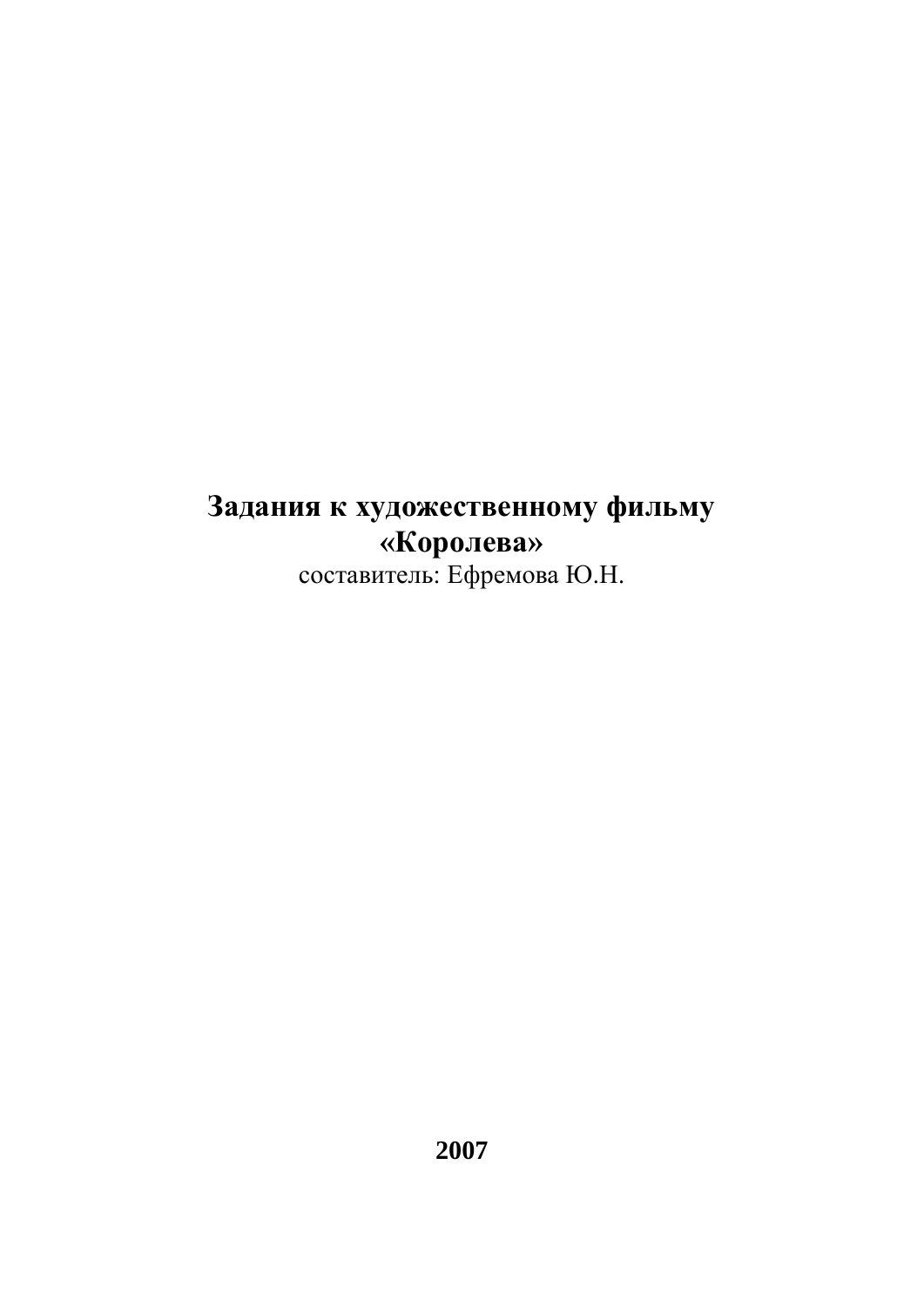# Задания к художественному фильму «Королева»

составитель: Ефремова Ю.Н.

**2007**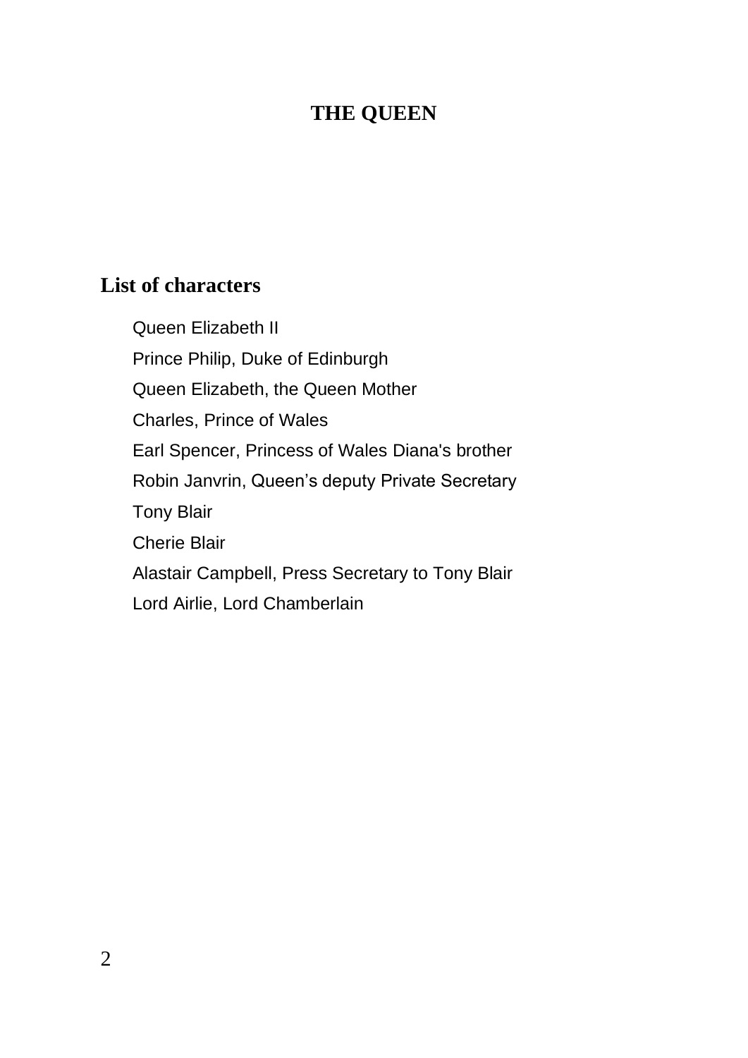# THE QUEEN

## List of characters

Queen Elizabeth II

Prince Philip, Duke of Edinburgh

Queen Elizabeth, the Queen Mother

Charles, Prince of Wales

Earl Spencer, Princess of Wales Diana's brother

Robin Janvrin, Queen's deputy Private Secretary

Tony Blair

Cherie Blair

Alastair Campbell, Press Secretary to Tony Blair

Lord Airlie, Lord Chamberlain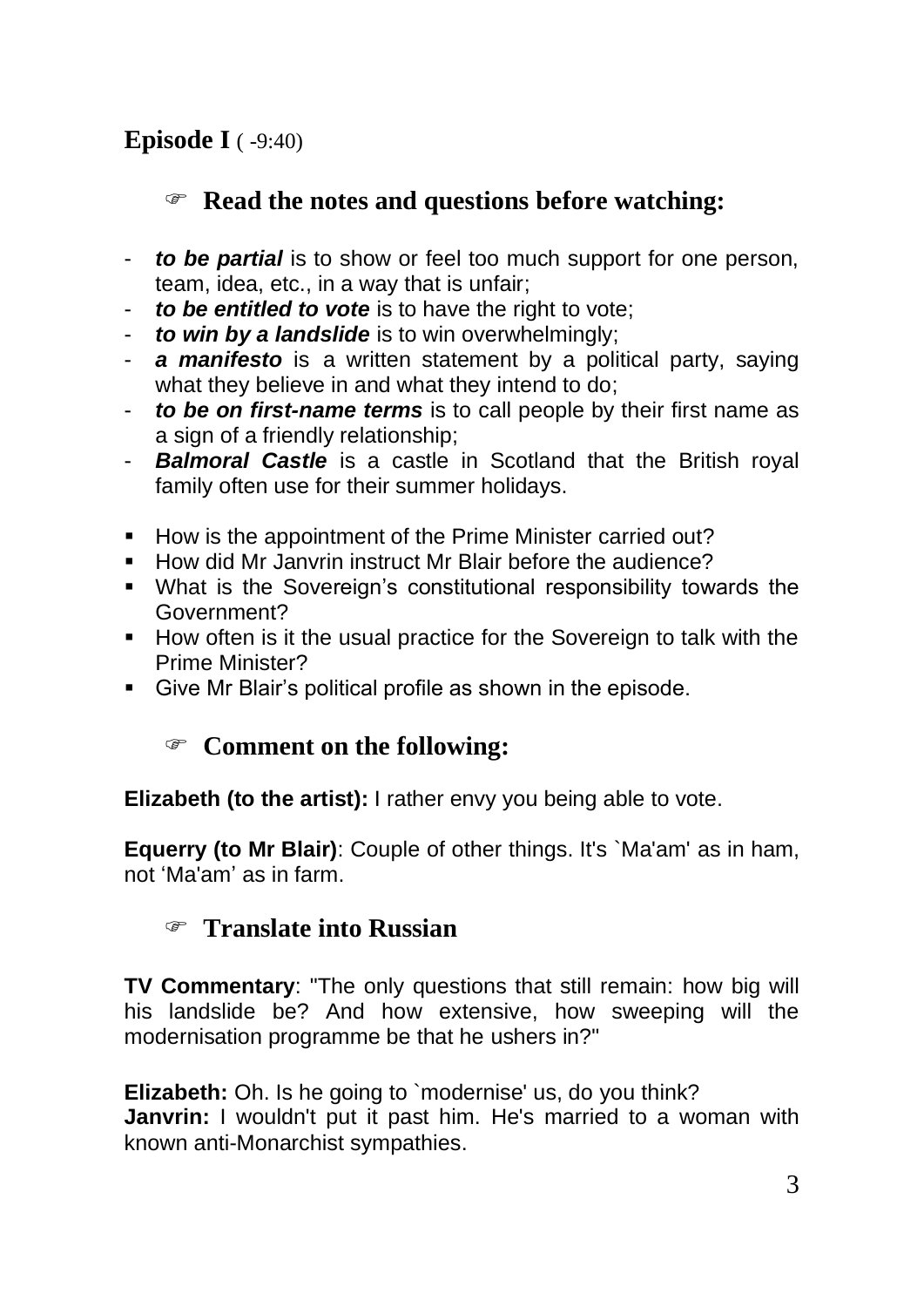## Episode I ( -9:40)

### ☞ Read the notes and questions before watching:

- ***to be partial*** is to show or feel too much support for one person, team, idea, etc., in a way that is unfair;
- ***to be entitled to vote*** is to have the right to vote;
- ***to win by a landslide*** is to win overwhelmingly;
- ***a manifesto*** is a written statement by a political party, saying what they believe in and what they intend to do;
- ***to be on first-name terms*** is to call people by their first name as a sign of a friendly relationship;
- ***Balmoral Castle*** is a castle in Scotland that the British royal family often use for their summer holidays.

- How is the appointment of the Prime Minister carried out?
- How did Mr Janvrin instruct Mr Blair before the audience?
- What is the Sovereign's constitutional responsibility towards the Government?
- How often is it the usual practice for the Sovereign to talk with the Prime Minister?
- Give Mr Blair's political profile as shown in the episode.

### ☞ Comment on the following:

**Elizabeth (to the artist):** I rather envy you being able to vote.

**Equerry (to Mr Blair)**: Couple of other things. It's `Ma'am' as in ham, not 'Ma'am' as in farm.

### ☞ Translate into Russian

**TV Commentary**: "The only questions that still remain: how big will his landslide be? And how extensive, how sweeping will the modernisation programme be that he ushers in?"

**Elizabeth:** Oh. Is he going to `modernise' us, do you think?
**Janvrin:** I wouldn't put it past him. He's married to a woman with known anti-Monarchist sympathies.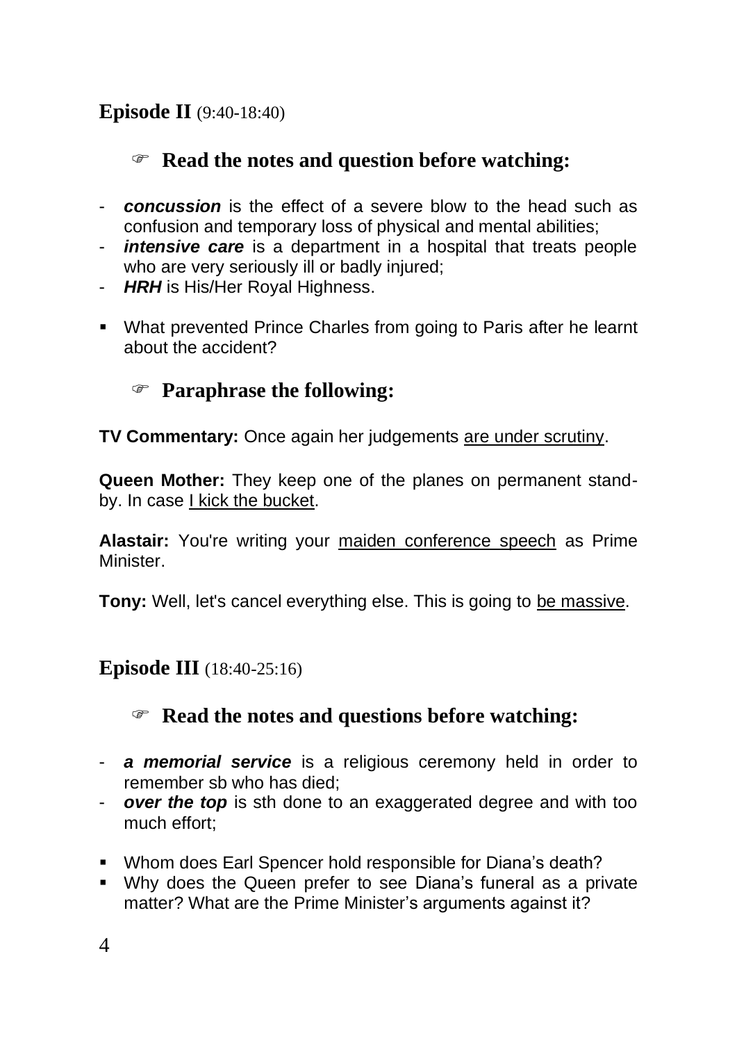## Episode II (9:40-18:40)

### ☞ Read the notes and question before watching:

- ***concussion*** is the effect of a severe blow to the head such as confusion and temporary loss of physical and mental abilities;
- ***intensive care*** is a department in a hospital that treats people who are very seriously ill or badly injured;
- ***HRH*** is His/Her Royal Highness.

- What prevented Prince Charles from going to Paris after he learnt about the accident?

### ☞ Paraphrase the following:

**TV Commentary:** Once again her judgements <u>are under scrutiny</u>.

**Queen Mother:** They keep one of the planes on permanent stand-by. In case <u>I kick the bucket</u>.

**Alastair:** You're writing your <u>maiden conference speech</u> as Prime Minister.

**Tony:** Well, let's cancel everything else. This is going to <u>be massive</u>.

## Episode III (18:40-25:16)

### ☞ Read the notes and questions before watching:

- ***a memorial service*** is a religious ceremony held in order to remember sb who has died;
- ***over the top*** is sth done to an exaggerated degree and with too much effort;

- Whom does Earl Spencer hold responsible for Diana's death?
- Why does the Queen prefer to see Diana's funeral as a private matter? What are the Prime Minister's arguments against it?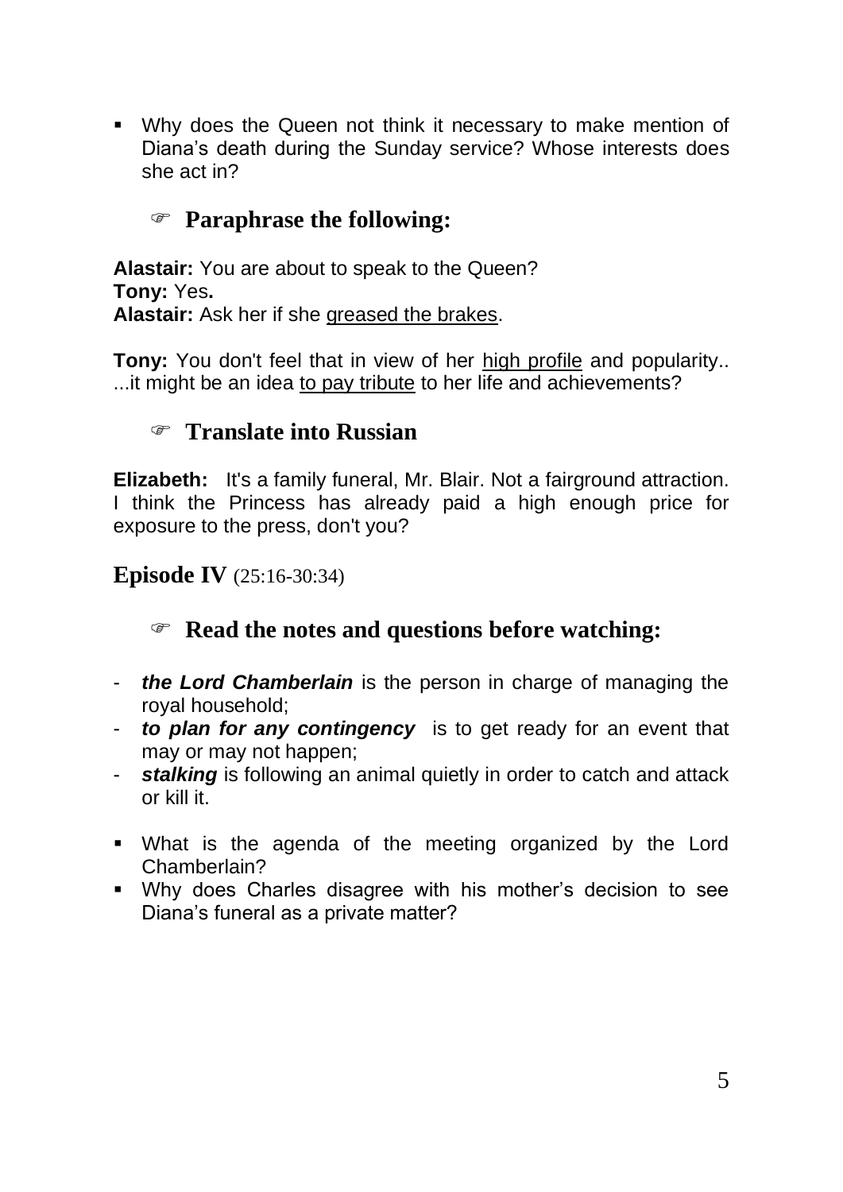- Why does the Queen not think it necessary to make mention of Diana's death during the Sunday service? Whose interests does she act in?

### ☞ Paraphrase the following:

**Alastair:** You are about to speak to the Queen?
**Tony:** Yes**.**
**Alastair:** Ask her if she <u>greased the brakes</u>.

**Tony:** You don't feel that in view of her <u>high profile</u> and popularity.. ...it might be an idea <u>to pay tribute</u> to her life and achievements?

### ☞ Translate into Russian

**Elizabeth:** It's a family funeral, Mr. Blair. Not a fairground attraction. I think the Princess has already paid a high enough price for exposure to the press, don't you?

## Episode IV (25:16-30:34)

### ☞ Read the notes and questions before watching:

- ***the Lord Chamberlain*** is the person in charge of managing the royal household;
- ***to plan for any contingency*** is to get ready for an event that may or may not happen;
- ***stalking*** is following an animal quietly in order to catch and attack or kill it.

- What is the agenda of the meeting organized by the Lord Chamberlain?
- Why does Charles disagree with his mother's decision to see Diana's funeral as a private matter?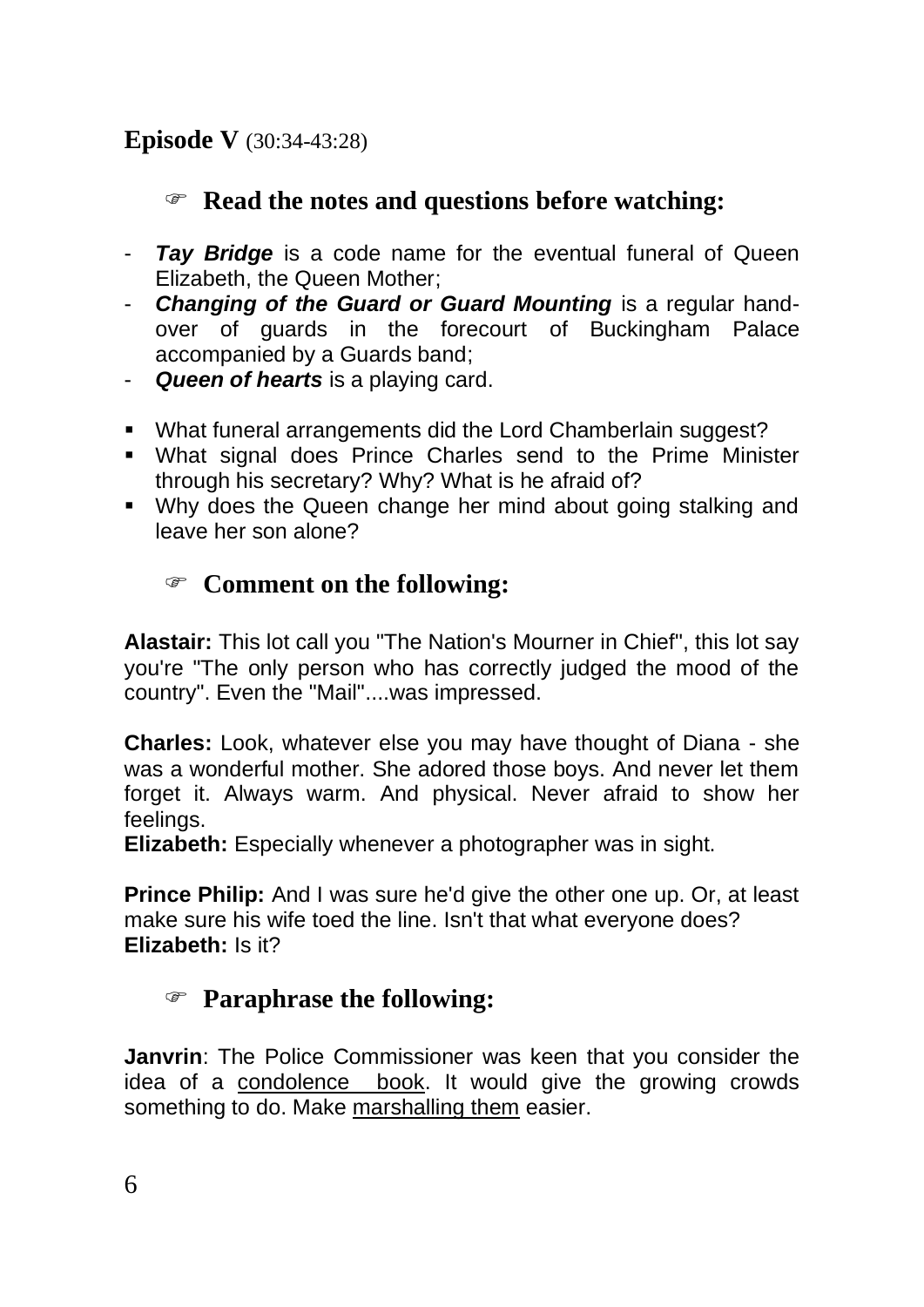## Episode V (30:34-43:28)

### ☞ Read the notes and questions before watching:

- ***Tay Bridge*** is a code name for the eventual funeral of Queen Elizabeth, the Queen Mother;
- ***Changing of the Guard or Guard Mounting*** is a regular hand-over of guards in the forecourt of Buckingham Palace accompanied by a Guards band;
- ***Queen of hearts*** is a playing card.

- What funeral arrangements did the Lord Chamberlain suggest?
- What signal does Prince Charles send to the Prime Minister through his secretary? Why? What is he afraid of?
- Why does the Queen change her mind about going stalking and leave her son alone?

### ☞ Comment on the following:

**Alastair:** This lot call you "The Nation's Mourner in Chief", this lot say you're "The only person who has correctly judged the mood of the country". Even the "Mail"....was impressed.

**Charles:** Look, whatever else you may have thought of Diana - she was a wonderful mother. She adored those boys. And never let them forget it. Always warm. And physical. Never afraid to show her feelings.
**Elizabeth:** Especially whenever a photographer was in sight.

**Prince Philip:** And I was sure he'd give the other one up. Or, at least make sure his wife toed the line. Isn't that what everyone does?
**Elizabeth:** Is it?

### ☞ Paraphrase the following:

**Janvrin**: The Police Commissioner was keen that you consider the idea of a <u>condolence book</u>. It would give the growing crowds something to do. Make <u>marshalling them</u> easier.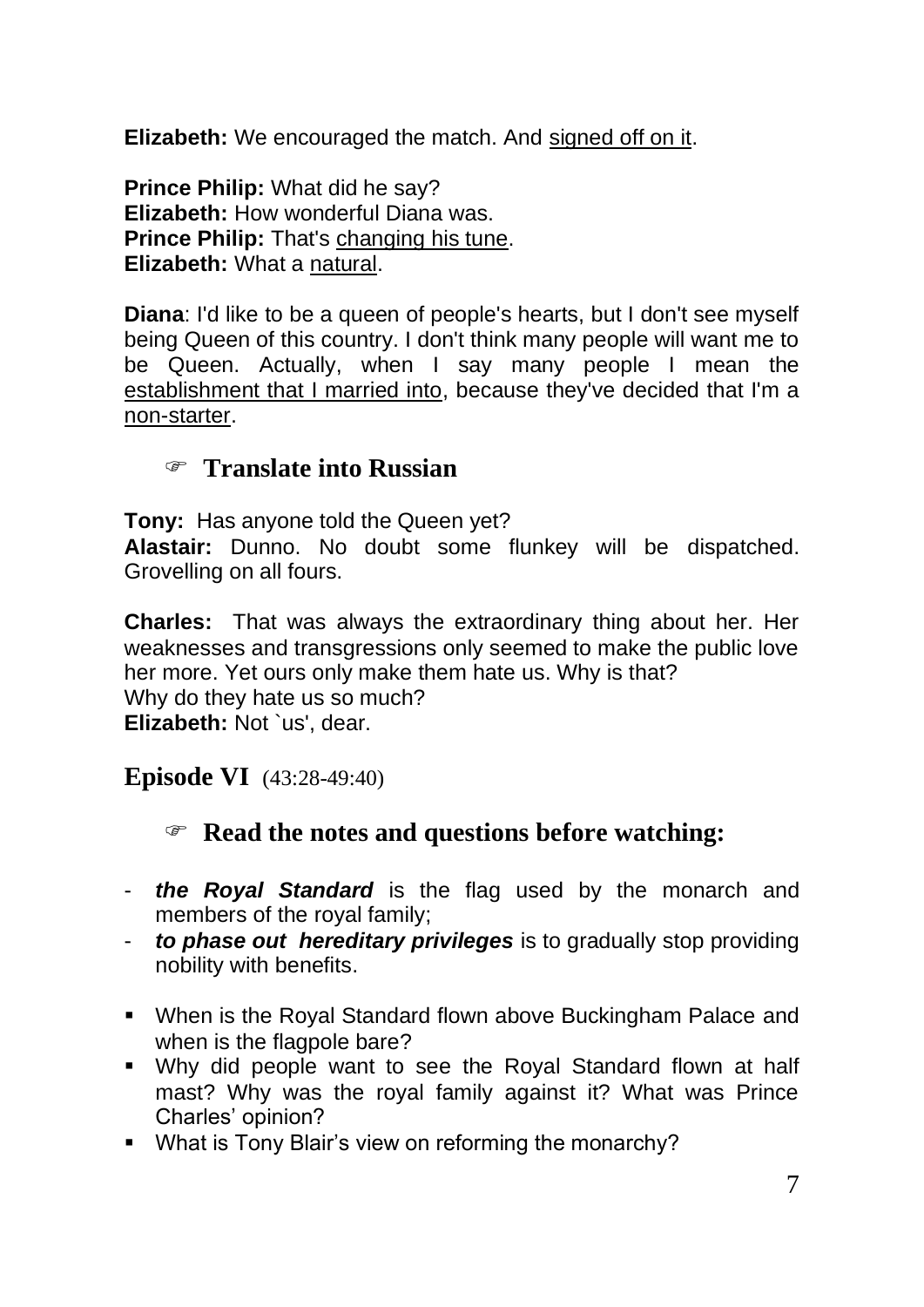**Elizabeth:** We encouraged the match. And signed off on it.

**Prince Philip:** What did he say?
**Elizabeth:** How wonderful Diana was.
**Prince Philip:** That's changing his tune.
**Elizabeth:** What a natural.

**Diana**: I'd like to be a queen of people's hearts, but I don't see myself being Queen of this country. I don't think many people will want me to be Queen. Actually, when I say many people I mean the establishment that I married into, because they've decided that I'm a non-starter.

### ☞ Translate into Russian

**Tony:** Has anyone told the Queen yet?
**Alastair:** Dunno. No doubt some flunkey will be dispatched. Grovelling on all fours.

**Charles:** That was always the extraordinary thing about her. Her weaknesses and transgressions only seemed to make the public love her more. Yet ours only make them hate us. Why is that?
Why do they hate us so much?
**Elizabeth:** Not `us', dear.

## Episode VI (43:28-49:40)

### ☞ Read the notes and questions before watching:

- ***the Royal Standard*** is the flag used by the monarch and members of the royal family;
- ***to phase out hereditary privileges*** is to gradually stop providing nobility with benefits.

- When is the Royal Standard flown above Buckingham Palace and when is the flagpole bare?
- Why did people want to see the Royal Standard flown at half mast? Why was the royal family against it? What was Prince Charles' opinion?
- What is Tony Blair's view on reforming the monarchy?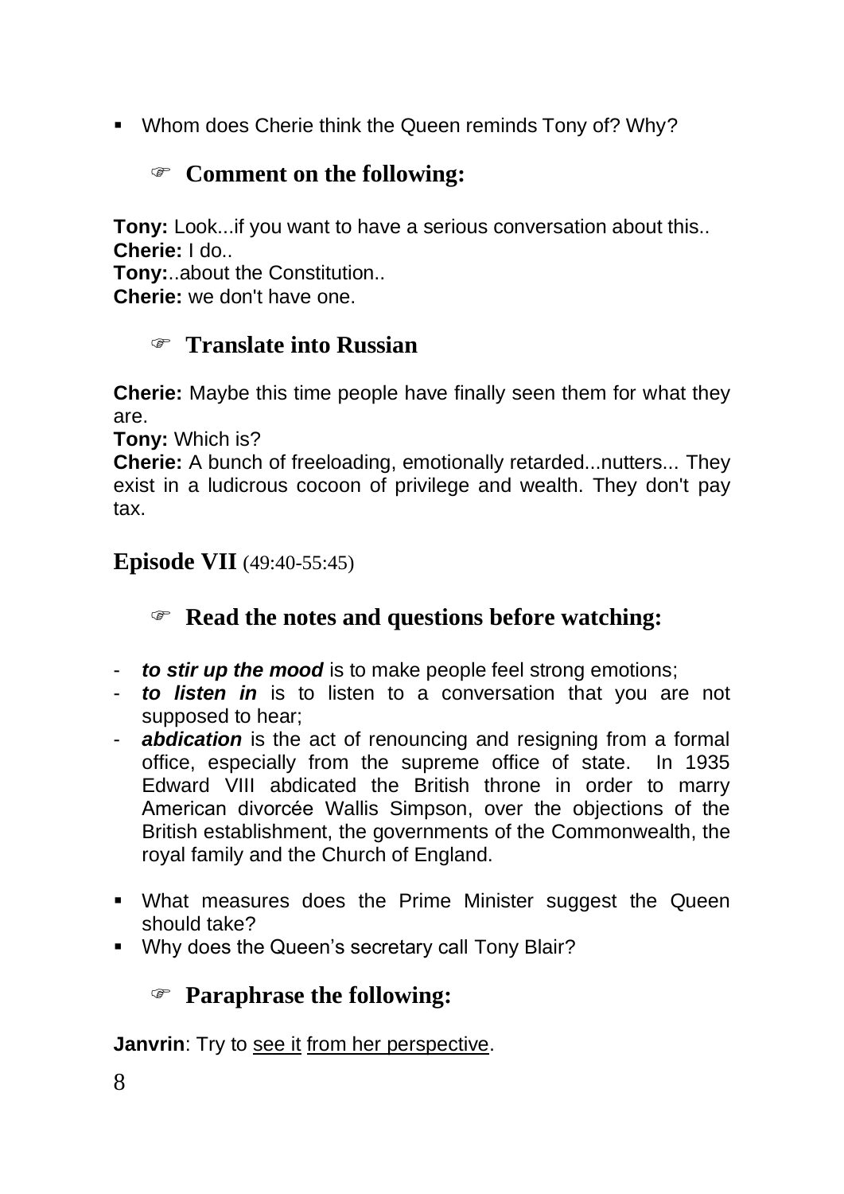- Whom does Cherie think the Queen reminds Tony of? Why?

### ☞ Comment on the following:

**Tony:** Look...if you want to have a serious conversation about this..
**Cherie:** I do..
**Tony:**..about the Constitution..
**Cherie:** we don't have one.

### ☞ Translate into Russian

**Cherie:** Maybe this time people have finally seen them for what they are.
**Tony:** Which is?
**Cherie:** A bunch of freeloading, emotionally retarded...nutters... They exist in a ludicrous cocoon of privilege and wealth. They don't pay tax.

## Episode VII (49:40-55:45)

### ☞ Read the notes and questions before watching:

- ***to stir up the mood*** is to make people feel strong emotions;
- ***to listen in*** is to listen to a conversation that you are not supposed to hear;
- ***abdication*** is the act of renouncing and resigning from a formal office, especially from the supreme office of state. In 1935 Edward VIII abdicated the British throne in order to marry American divorcée Wallis Simpson, over the objections of the British establishment, the governments of the Commonwealth, the royal family and the Church of England.

- What measures does the Prime Minister suggest the Queen should take?
- Why does the Queen's secretary call Tony Blair?

### ☞ Paraphrase the following:

**Janvrin**: Try to <u>see it</u> <u>from her perspective</u>.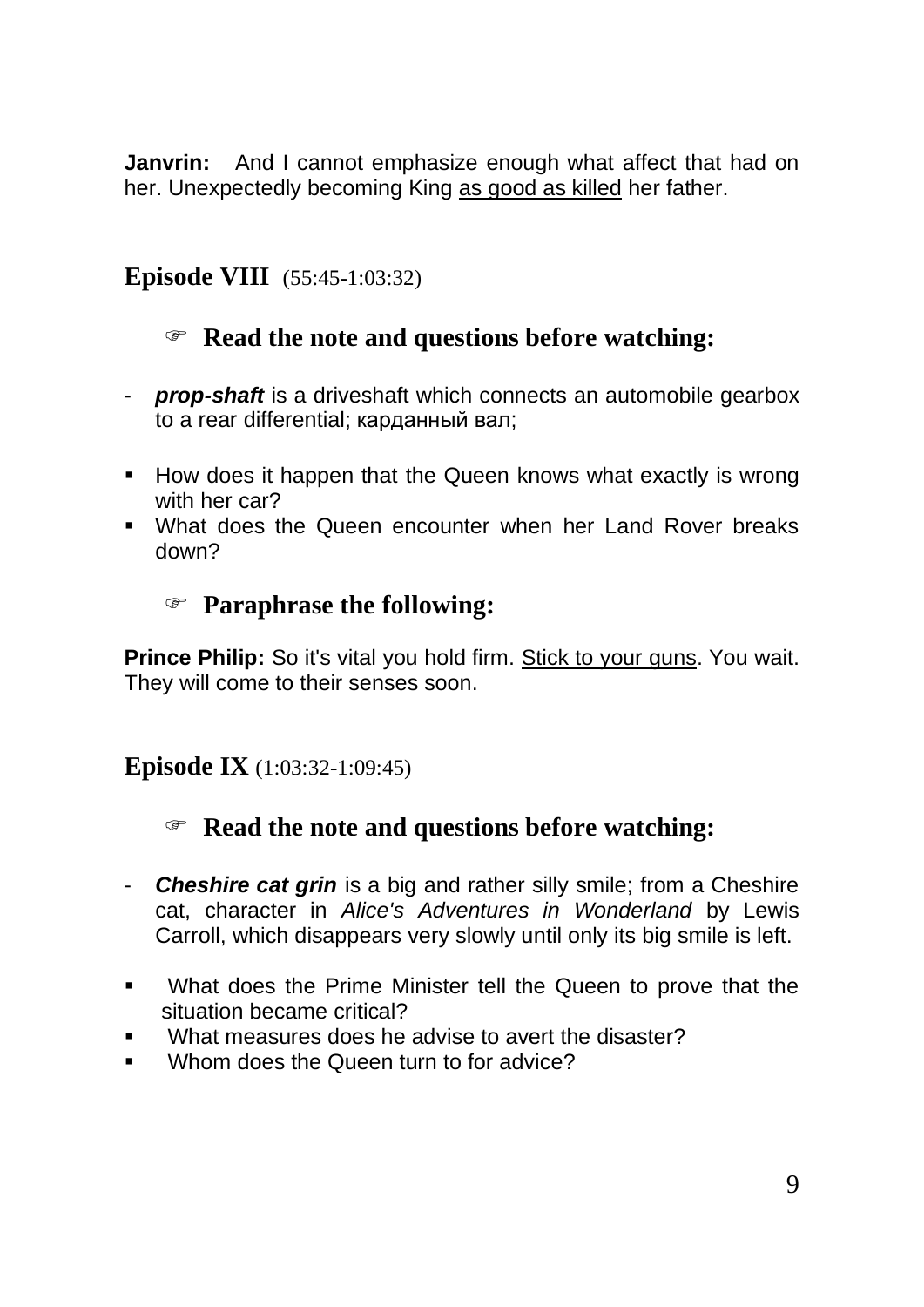**Janvrin:** And I cannot emphasize enough what affect that had on her. Unexpectedly becoming King <u>as good as killed</u> her father.

## Episode VIII (55:45-1:03:32)

### ☞ Read the note and questions before watching:

- ***prop-shaft*** is a driveshaft which connects an automobile gearbox to a rear differential; карданный вал;

- How does it happen that the Queen knows what exactly is wrong with her car?
- What does the Queen encounter when her Land Rover breaks down?

### ☞ Paraphrase the following:

**Prince Philip:** So it's vital you hold firm. <u>Stick to your guns</u>. You wait. They will come to their senses soon.

## Episode IX (1:03:32-1:09:45)

### ☞ Read the note and questions before watching:

- ***Cheshire cat grin*** is a big and rather silly smile; from a Cheshire cat, character in *Alice's Adventures in Wonderland* by Lewis Carroll, which disappears very slowly until only its big smile is left.

- What does the Prime Minister tell the Queen to prove that the situation became critical?
- What measures does he advise to avert the disaster?
- Whom does the Queen turn to for advice?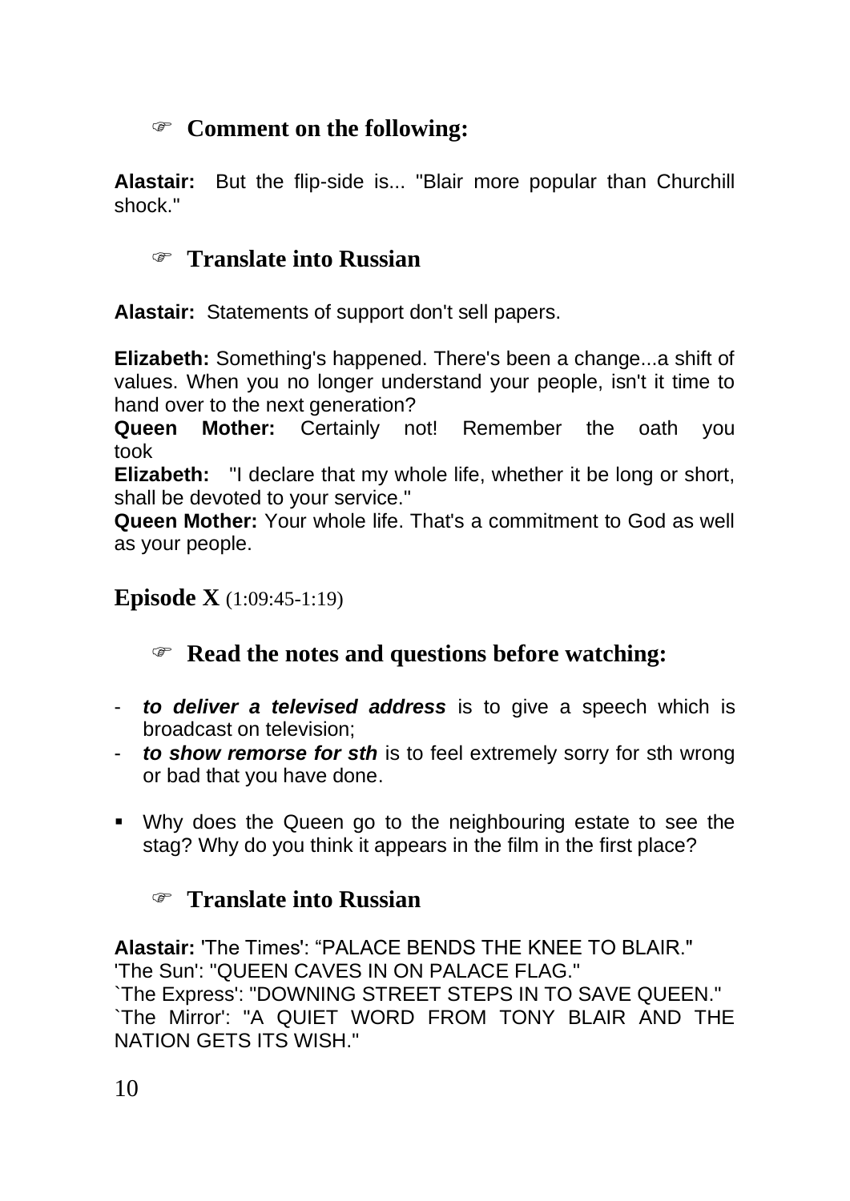### ☞ Comment on the following:

**Alastair:** But the flip-side is... "Blair more popular than Churchill shock."

### ☞ Translate into Russian

**Alastair:** Statements of support don't sell papers.

**Elizabeth:** Something's happened. There's been a change...a shift of values. When you no longer understand your people, isn't it time to hand over to the next generation?
**Queen Mother:** Certainly not! Remember the oath you took
**Elizabeth:** "I declare that my whole life, whether it be long or short, shall be devoted to your service."
**Queen Mother:** Your whole life. That's a commitment to God as well as your people.

## Episode X (1:09:45-1:19)

### ☞ Read the notes and questions before watching:

- ***to deliver a televised address*** is to give a speech which is broadcast on television;
- ***to show remorse for sth*** is to feel extremely sorry for sth wrong or bad that you have done.

- Why does the Queen go to the neighbouring estate to see the stag? Why do you think it appears in the film in the first place?

### ☞ Translate into Russian

**Alastair:** 'The Times': "PALACE BENDS THE KNEE TO BLAIR."
'The Sun': "QUEEN CAVES IN ON PALACE FLAG."
`The Express': "DOWNING STREET STEPS IN TO SAVE QUEEN."
`The Mirror': "A QUIET WORD FROM TONY BLAIR AND THE NATION GETS ITS WISH."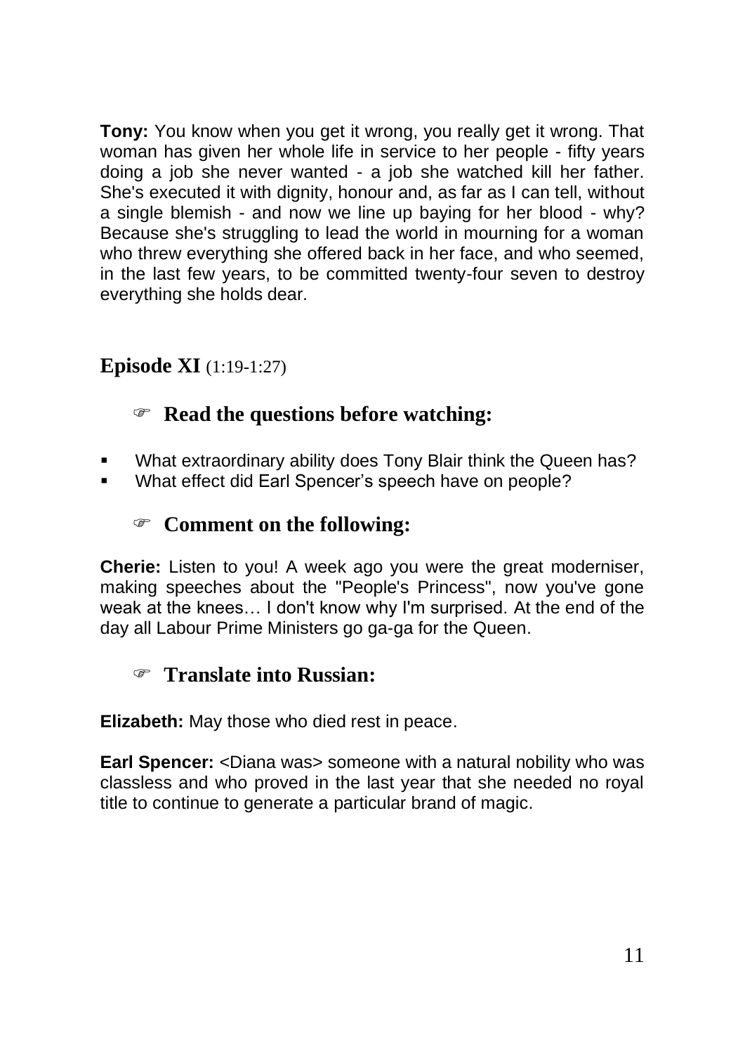**Tony:** You know when you get it wrong, you really get it wrong. That woman has given her whole life in service to her people - fifty years doing a job she never wanted - a job she watched kill her father. She's executed it with dignity, honour and, as far as I can tell, without a single blemish - and now we line up baying for her blood - why? Because she's struggling to lead the world in mourning for a woman who threw everything she offered back in her face, and who seemed, in the last few years, to be committed twenty-four seven to destroy everything she holds dear.

## Episode XI (1:19-1:27)

### ☞ Read the questions before watching:

- What extraordinary ability does Tony Blair think the Queen has?
- What effect did Earl Spencer's speech have on people?

### ☞ Comment on the following:

**Cherie:** Listen to you! A week ago you were the great moderniser, making speeches about the "People's Princess", now you've gone weak at the knees… I don't know why I'm surprised. At the end of the day all Labour Prime Ministers go ga-ga for the Queen.

### ☞ Translate into Russian:

**Elizabeth:** May those who died rest in peace.

**Earl Spencer:** <Diana was> someone with a natural nobility who was classless and who proved in the last year that she needed no royal title to continue to generate a particular brand of magic.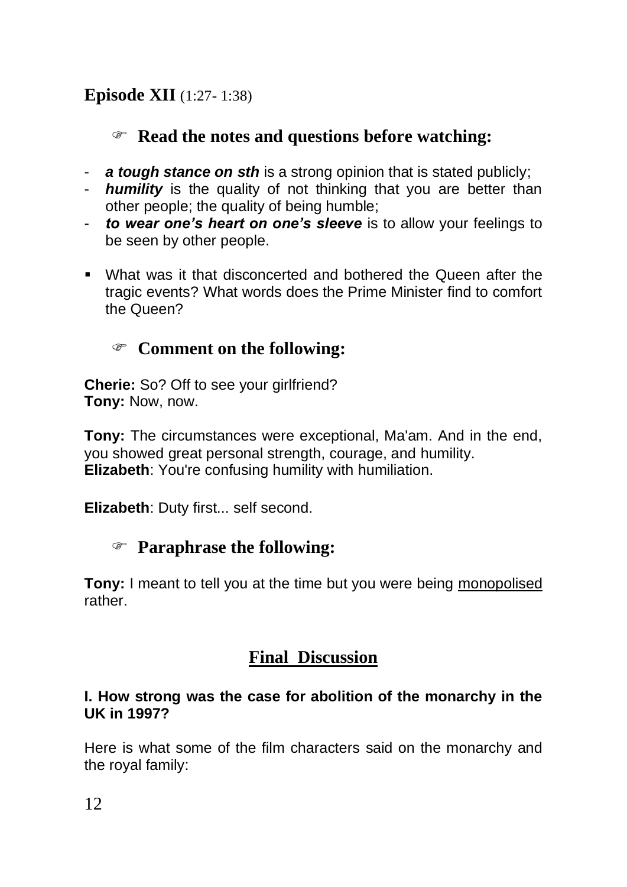## Episode XII (1:27- 1:38)

### ☞ Read the notes and questions before watching:

- ***a tough stance on sth*** is a strong opinion that is stated publicly;
- ***humility*** is the quality of not thinking that you are better than other people; the quality of being humble;
- ***to wear one's heart on one's sleeve*** is to allow your feelings to be seen by other people.

- What was it that disconcerted and bothered the Queen after the tragic events? What words does the Prime Minister find to comfort the Queen?

### ☞ Comment on the following:

**Cherie:** So? Off to see your girlfriend?
**Tony:** Now, now.

**Tony:** The circumstances were exceptional, Ma'am. And in the end, you showed great personal strength, courage, and humility.
**Elizabeth**: You're confusing humility with humiliation.

**Elizabeth**: Duty first... self second.

### ☞ Paraphrase the following:

**Tony:** I meant to tell you at the time but you were being <u>monopolised</u> rather.

## Final Discussion

**I. How strong was the case for abolition of the monarchy in the UK in 1997?**

Here is what some of the film characters said on the monarchy and the royal family: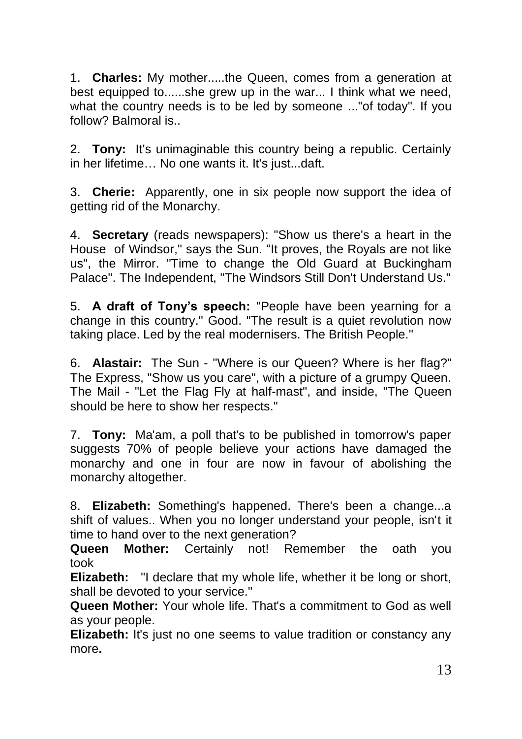1. **Charles:** My mother.....the Queen, comes from a generation at best equipped to......she grew up in the war... I think what we need, what the country needs is to be led by someone ..."of today". If you follow? Balmoral is..

2. **Tony:** It's unimaginable this country being a republic. Certainly in her lifetime… No one wants it. It's just...daft.

3. **Cherie:** Apparently, one in six people now support the idea of getting rid of the Monarchy.

4. **Secretary** (reads newspapers): "Show us there's a heart in the House of Windsor," says the Sun. "It proves, the Royals are not like us", the Mirror. "Time to change the Old Guard at Buckingham Palace". The Independent, "The Windsors Still Don't Understand Us."

5. **A draft of Tony's speech:** "People have been yearning for a change in this country." Good. "The result is a quiet revolution now taking place. Led by the real modernisers. The British People."

6. **Alastair:** The Sun - "Where is our Queen? Where is her flag?" The Express, "Show us you care", with a picture of a grumpy Queen. The Mail - "Let the Flag Fly at half-mast", and inside, "The Queen should be here to show her respects."

7. **Tony:** Ma'am, a poll that's to be published in tomorrow's paper suggests 70% of people believe your actions have damaged the monarchy and one in four are now in favour of abolishing the monarchy altogether.

8. **Elizabeth:** Something's happened. There's been a change...a shift of values.. When you no longer understand your people, isn't it time to hand over to the next generation?
**Queen Mother:** Certainly not! Remember the oath you took
**Elizabeth:** "I declare that my whole life, whether it be long or short, shall be devoted to your service."
**Queen Mother:** Your whole life. That's a commitment to God as well as your people.
**Elizabeth:** It's just no one seems to value tradition or constancy any more.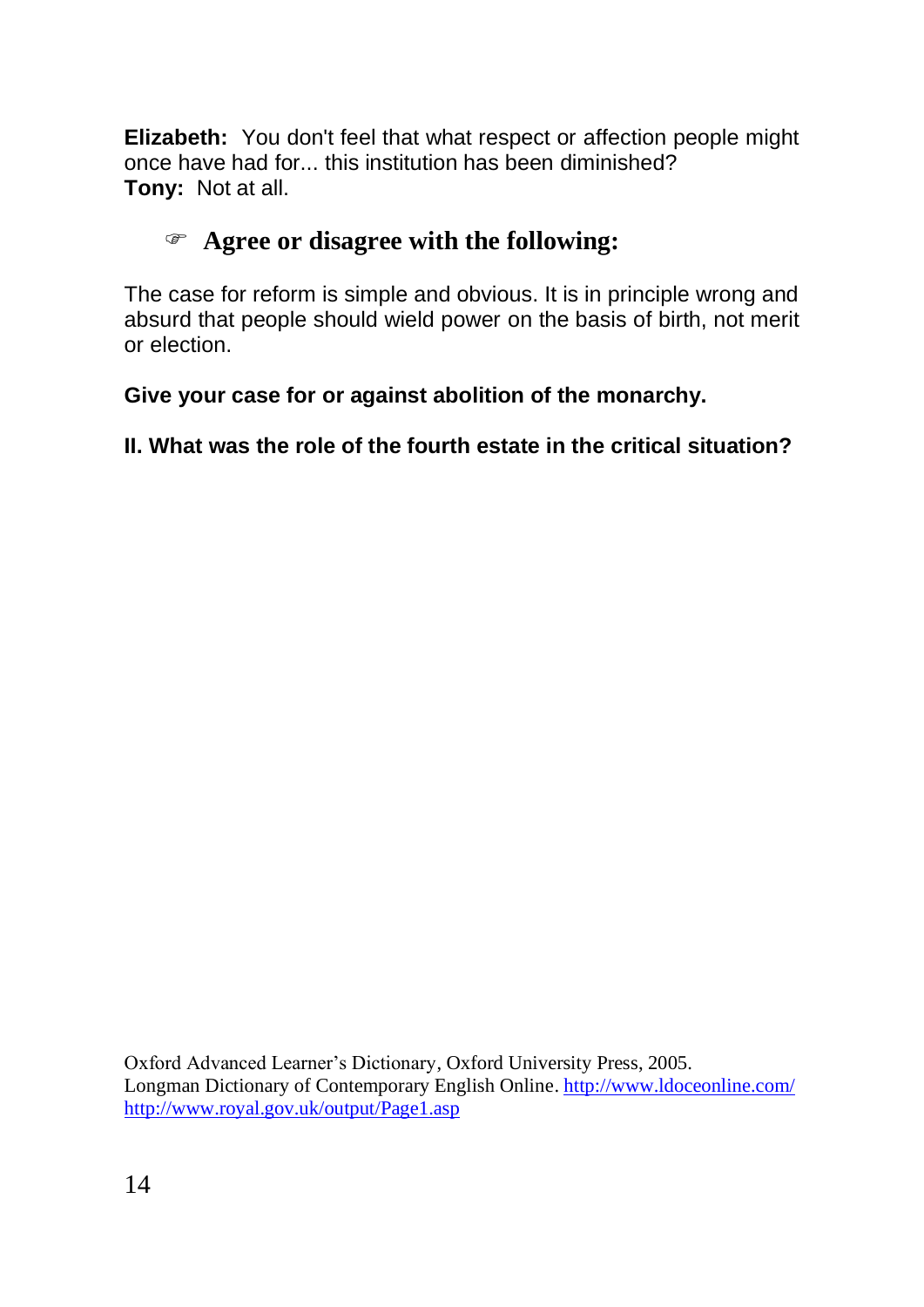**Elizabeth:** You don't feel that what respect or affection people might once have had for... this institution has been diminished?
**Tony:** Not at all.

### ☞ Agree or disagree with the following:

The case for reform is simple and obvious. It is in principle wrong and absurd that people should wield power on the basis of birth, not merit or election.

**Give your case for or against abolition of the monarchy.**

**II. What was the role of the fourth estate in the critical situation?**

Oxford Advanced Learner's Dictionary, Oxford University Press, 2005.
Longman Dictionary of Contemporary English Online. http://www.ldoceonline.com/
http://www.royal.gov.uk/output/Page1.asp